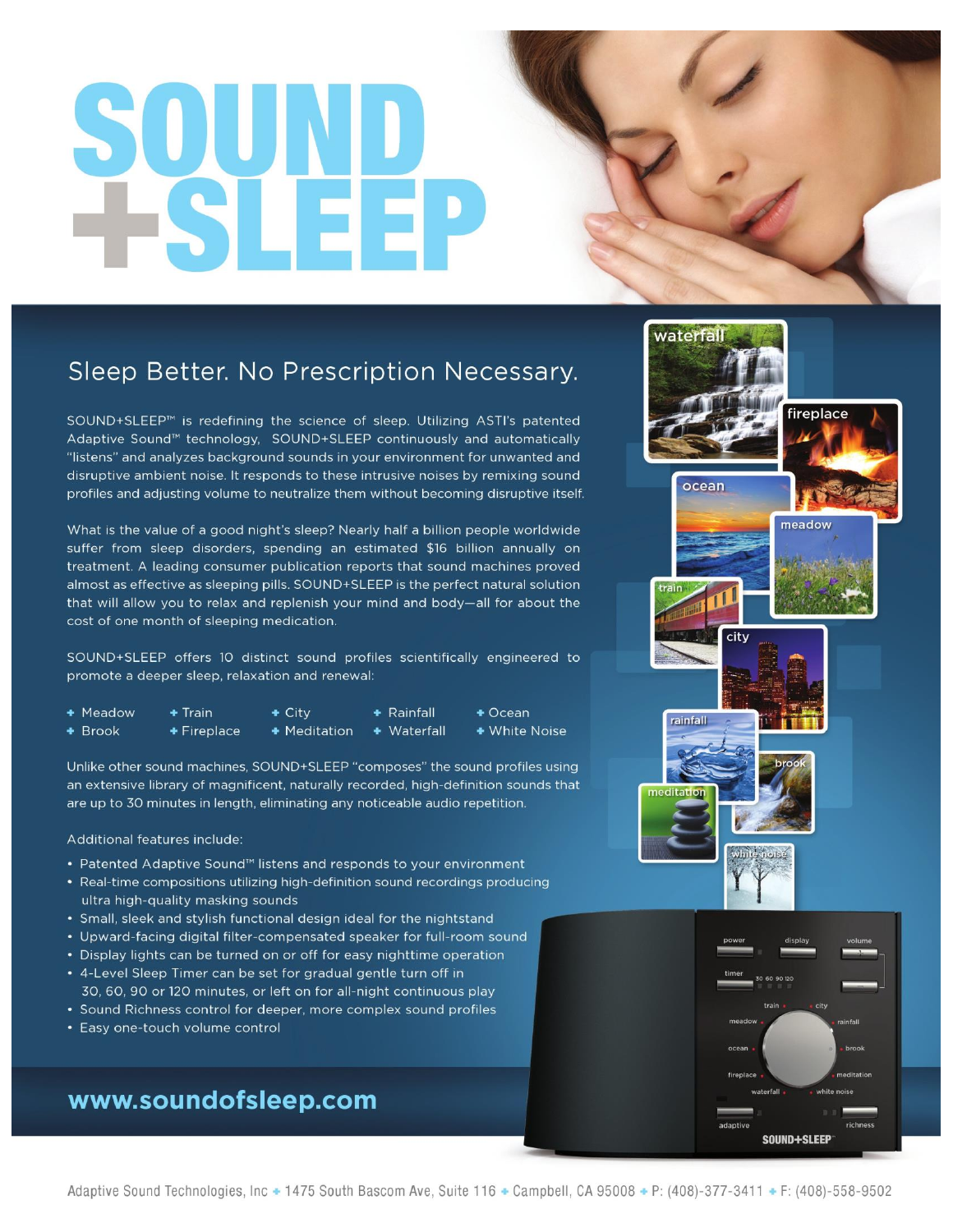# SOUND +SLEEP

## Sleep Better. No Prescription Necessary.

SOUND+SLEEP™ is redefining the science of sleep. Utilizing ASTI's patented Adaptive Sound™ technology, SOUND+SLEEP continuously and automatically "listens" and analyzes background sounds in your environment for unwanted and disruptive ambient noise. It responds to these intrusive noises by remixing sound profiles and adjusting volume to neutralize them without becoming disruptive itself.

What is the value of a good night's sleep? Nearly half a billion people worldwide suffer from sleep disorders, spending an estimated $16 billion annually on treatment. A leading consumer publication reports that sound machines proved almost as effective as sleeping pills. SOUND+SLEEP is the perfect natural solution that will allow you to relax and replenish your mind and body—all for about the cost of one month of sleeping medication.

SOUND+SLEEP offers 10 distinct sound profiles scientifically engineered to promote a deeper sleep, relaxation and renewal:

- Meadow
- Brook
- Train
- Fireplace
- City
- Meditation
- Rainfall
- Waterfall
- Ocean
- White Noise

Unlike other sound machines, SOUND+SLEEP "composes" the sound profiles using an extensive library of magnificent, naturally recorded, high-definition sounds that are up to 30 minutes in length, eliminating any noticeable audio repetition.

Additional features include:

- Patented Adaptive Sound™ listens and responds to your environment
- Real-time compositions utilizing high-definition sound recordings producing ultra high-quality masking sounds
- Small, sleek and stylish functional design ideal for the nightstand
- Upward-facing digital filter-compensated speaker for full-room sound
- Display lights can be turned on or off for easy nighttime operation
- 4-Level Sleep Timer can be set for gradual gentle turn off in 30, 60, 90 or 120 minutes, or left on for all-night continuous play
- Sound Richness control for deeper, more complex sound profiles
- Easy one-touch volume control

**www.soundofsleep.com**

Adaptive Sound Technologies, Inc • 1475 South Bascom Ave, Suite 116 • Campbell, CA 95008 • P: (408)-377-3411 • F: (408)-558-9502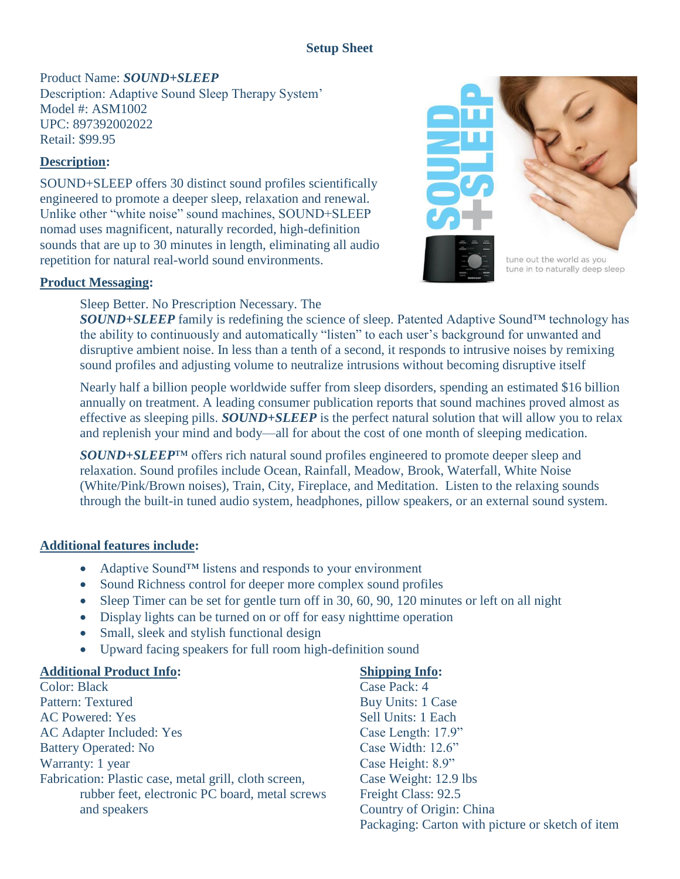# Setup Sheet

Product Name: ***SOUND+SLEEP***
Description: Adaptive Sound Sleep Therapy System'
Model #: ASM1002
UPC: 897392002022
Retail: $99.95

**Description:**

SOUND+SLEEP offers 30 distinct sound profiles scientifically engineered to promote a deeper sleep, relaxation and renewal. Unlike other "white noise" sound machines, SOUND+SLEEP nomad uses magnificent, naturally recorded, high-definition sounds that are up to 30 minutes in length, eliminating all audio repetition for natural real-world sound environments.

tune out the world as you tune in to naturally deep sleep

**Product Messaging:**

Sleep Better. No Prescription Necessary. The ***SOUND+SLEEP*** family is redefining the science of sleep. Patented Adaptive Sound™ technology has the ability to continuously and automatically "listen" to each user's background for unwanted and disruptive ambient noise. In less than a tenth of a second, it responds to intrusive noises by remixing sound profiles and adjusting volume to neutralize intrusions without becoming disruptive itself

Nearly half a billion people worldwide suffer from sleep disorders, spending an estimated $16 billion annually on treatment. A leading consumer publication reports that sound machines proved almost as effective as sleeping pills. ***SOUND+SLEEP*** is the perfect natural solution that will allow you to relax and replenish your mind and body—all for about the cost of one month of sleeping medication.

***SOUND+SLEEP***™ offers rich natural sound profiles engineered to promote deeper sleep and relaxation. Sound profiles include Ocean, Rainfall, Meadow, Brook, Waterfall, White Noise (White/Pink/Brown noises), Train, City, Fireplace, and Meditation. Listen to the relaxing sounds through the built-in tuned audio system, headphones, pillow speakers, or an external sound system.

**Additional features include:**

- Adaptive Sound™ listens and responds to your environment
- Sound Richness control for deeper more complex sound profiles
- Sleep Timer can be set for gentle turn off in 30, 60, 90, 120 minutes or left on all night
- Display lights can be turned on or off for easy nighttime operation
- Small, sleek and stylish functional design
- Upward facing speakers for full room high-definition sound

**Additional Product Info:**

Color: Black
Pattern: Textured
AC Powered: Yes
AC Adapter Included: Yes
Battery Operated: No
Warranty: 1 year
Fabrication: Plastic case, metal grill, cloth screen, rubber feet, electronic PC board, metal screws and speakers

**Shipping Info:**

Case Pack: 4
Buy Units: 1 Case
Sell Units: 1 Each
Case Length: 17.9"
Case Width: 12.6"
Case Height: 8.9"
Case Weight: 12.9 lbs
Freight Class: 92.5
Country of Origin: China
Packaging: Carton with picture or sketch of item